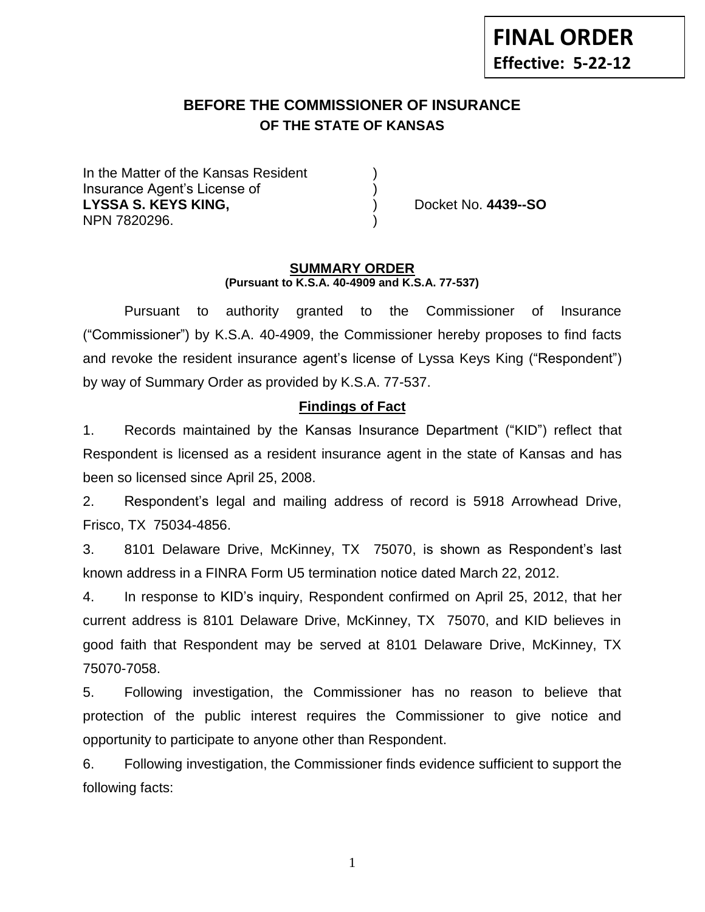**FINAL ORDER**
**Effective: 5-22-12**

# BEFORE THE COMMISSIONER OF INSURANCE
## OF THE STATE OF KANSAS

In the Matter of the Kansas Resident )
Insurance Agent's License of )
**LYSSA S. KEYS KING,** ) Docket No. **4439--SO**
NPN 7820296. )

### SUMMARY ORDER
**(Pursuant to K.S.A. 40-4909 and K.S.A. 77-537)**

Pursuant to authority granted to the Commissioner of Insurance ("Commissioner") by K.S.A. 40-4909, the Commissioner hereby proposes to find facts and revoke the resident insurance agent's license of Lyssa Keys King ("Respondent") by way of Summary Order as provided by K.S.A. 77-537.

### Findings of Fact

1. Records maintained by the Kansas Insurance Department ("KID") reflect that Respondent is licensed as a resident insurance agent in the state of Kansas and has been so licensed since April 25, 2008.

2. Respondent's legal and mailing address of record is 5918 Arrowhead Drive, Frisco, TX 75034-4856.

3. 8101 Delaware Drive, McKinney, TX 75070, is shown as Respondent's last known address in a FINRA Form U5 termination notice dated March 22, 2012.

4. In response to KID's inquiry, Respondent confirmed on April 25, 2012, that her current address is 8101 Delaware Drive, McKinney, TX 75070, and KID believes in good faith that Respondent may be served at 8101 Delaware Drive, McKinney, TX 75070-7058.

5. Following investigation, the Commissioner has no reason to believe that protection of the public interest requires the Commissioner to give notice and opportunity to participate to anyone other than Respondent.

6. Following investigation, the Commissioner finds evidence sufficient to support the following facts: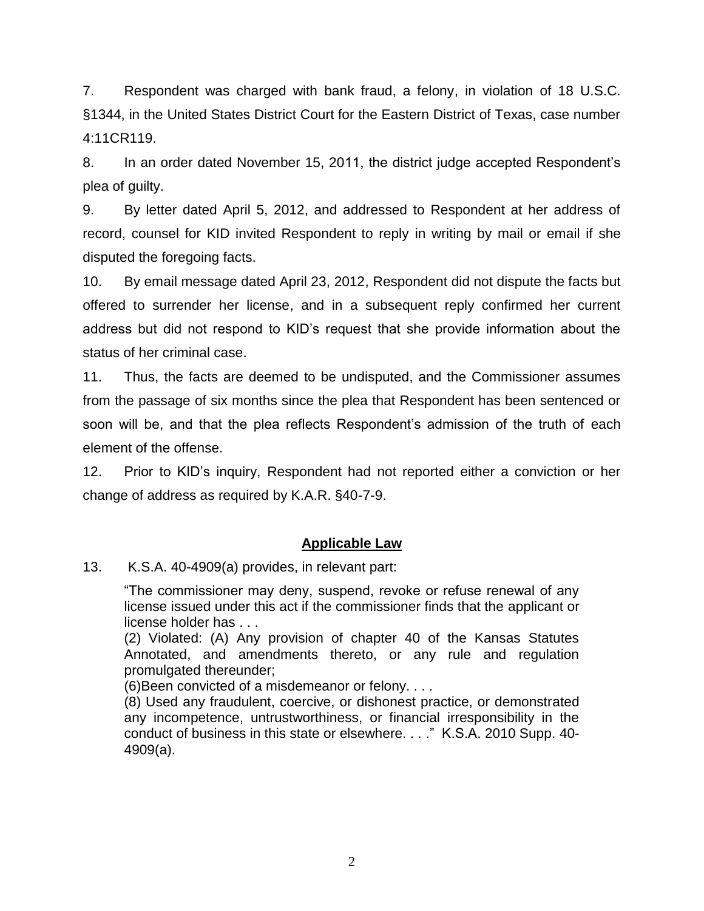7. Respondent was charged with bank fraud, a felony, in violation of 18 U.S.C. §1344, in the United States District Court for the Eastern District of Texas, case number 4:11CR119.

8. In an order dated November 15, 2011, the district judge accepted Respondent's plea of guilty.

9. By letter dated April 5, 2012, and addressed to Respondent at her address of record, counsel for KID invited Respondent to reply in writing by mail or email if she disputed the foregoing facts.

10. By email message dated April 23, 2012, Respondent did not dispute the facts but offered to surrender her license, and in a subsequent reply confirmed her current address but did not respond to KID's request that she provide information about the status of her criminal case.

11. Thus, the facts are deemed to be undisputed, and the Commissioner assumes from the passage of six months since the plea that Respondent has been sentenced or soon will be, and that the plea reflects Respondent's admission of the truth of each element of the offense.

12. Prior to KID's inquiry, Respondent had not reported either a conviction or her change of address as required by K.A.R. §40-7-9.

## **Applicable Law**

13. K.S.A. 40-4909(a) provides, in relevant part:

> "The commissioner may deny, suspend, revoke or refuse renewal of any license issued under this act if the commissioner finds that the applicant or license holder has . . .
>
> (2) Violated: (A) Any provision of chapter 40 of the Kansas Statutes Annotated, and amendments thereto, or any rule and regulation promulgated thereunder;
>
> (6)Been convicted of a misdemeanor or felony. . . .
>
> (8) Used any fraudulent, coercive, or dishonest practice, or demonstrated any incompetence, untrustworthiness, or financial irresponsibility in the conduct of business in this state or elsewhere. . . ." K.S.A. 2010 Supp. 40-4909(a).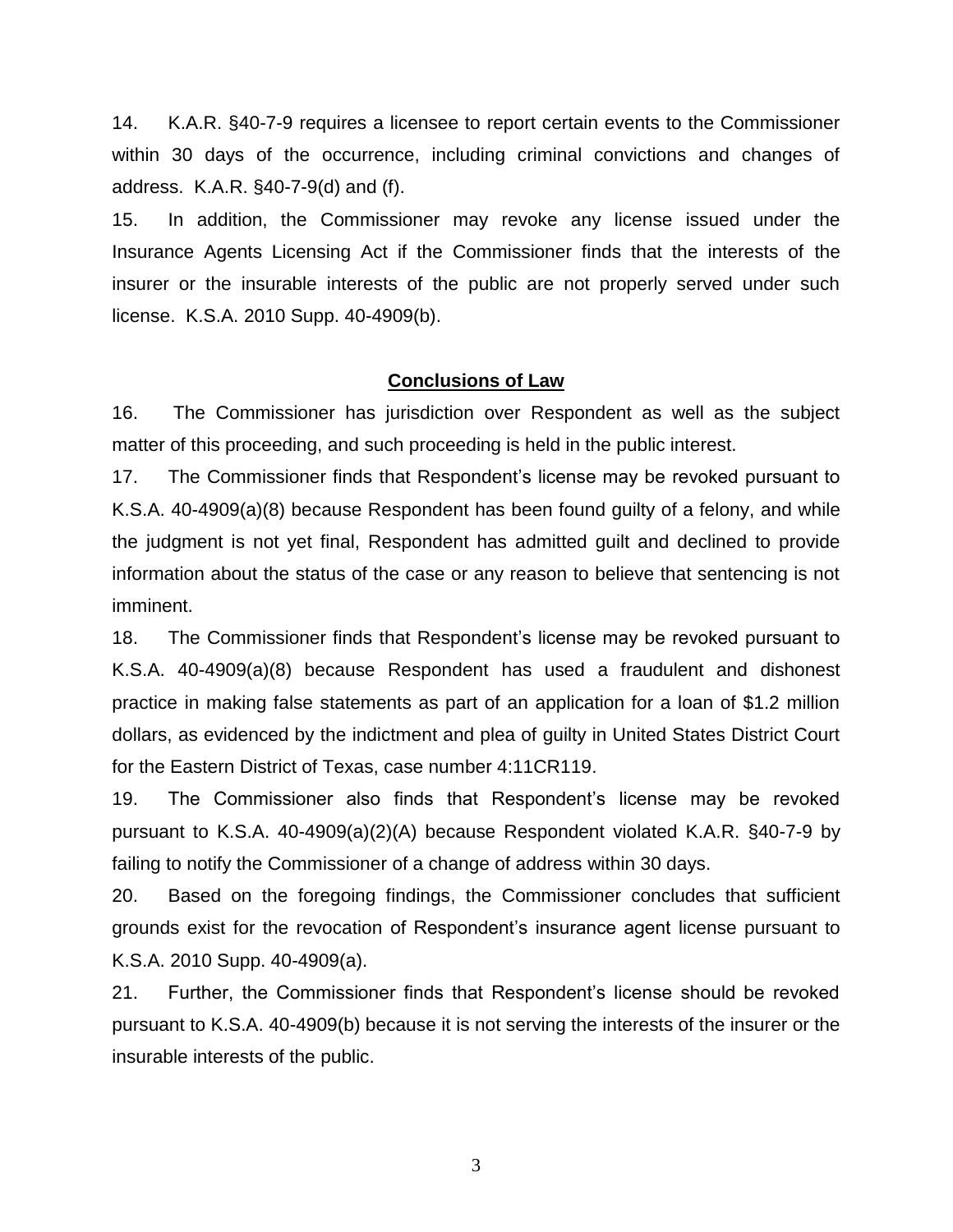14. K.A.R. §40-7-9 requires a licensee to report certain events to the Commissioner within 30 days of the occurrence, including criminal convictions and changes of address. K.A.R. §40-7-9(d) and (f).

15. In addition, the Commissioner may revoke any license issued under the Insurance Agents Licensing Act if the Commissioner finds that the interests of the insurer or the insurable interests of the public are not properly served under such license. K.S.A. 2010 Supp. 40-4909(b).

## Conclusions of Law

16. The Commissioner has jurisdiction over Respondent as well as the subject matter of this proceeding, and such proceeding is held in the public interest.

17. The Commissioner finds that Respondent's license may be revoked pursuant to K.S.A. 40-4909(a)(8) because Respondent has been found guilty of a felony, and while the judgment is not yet final, Respondent has admitted guilt and declined to provide information about the status of the case or any reason to believe that sentencing is not imminent.

18. The Commissioner finds that Respondent's license may be revoked pursuant to K.S.A. 40-4909(a)(8) because Respondent has used a fraudulent and dishonest practice in making false statements as part of an application for a loan of $1.2 million dollars, as evidenced by the indictment and plea of guilty in United States District Court for the Eastern District of Texas, case number 4:11CR119.

19. The Commissioner also finds that Respondent's license may be revoked pursuant to K.S.A. 40-4909(a)(2)(A) because Respondent violated K.A.R. §40-7-9 by failing to notify the Commissioner of a change of address within 30 days.

20. Based on the foregoing findings, the Commissioner concludes that sufficient grounds exist for the revocation of Respondent's insurance agent license pursuant to K.S.A. 2010 Supp. 40-4909(a).

21. Further, the Commissioner finds that Respondent's license should be revoked pursuant to K.S.A. 40-4909(b) because it is not serving the interests of the insurer or the insurable interests of the public.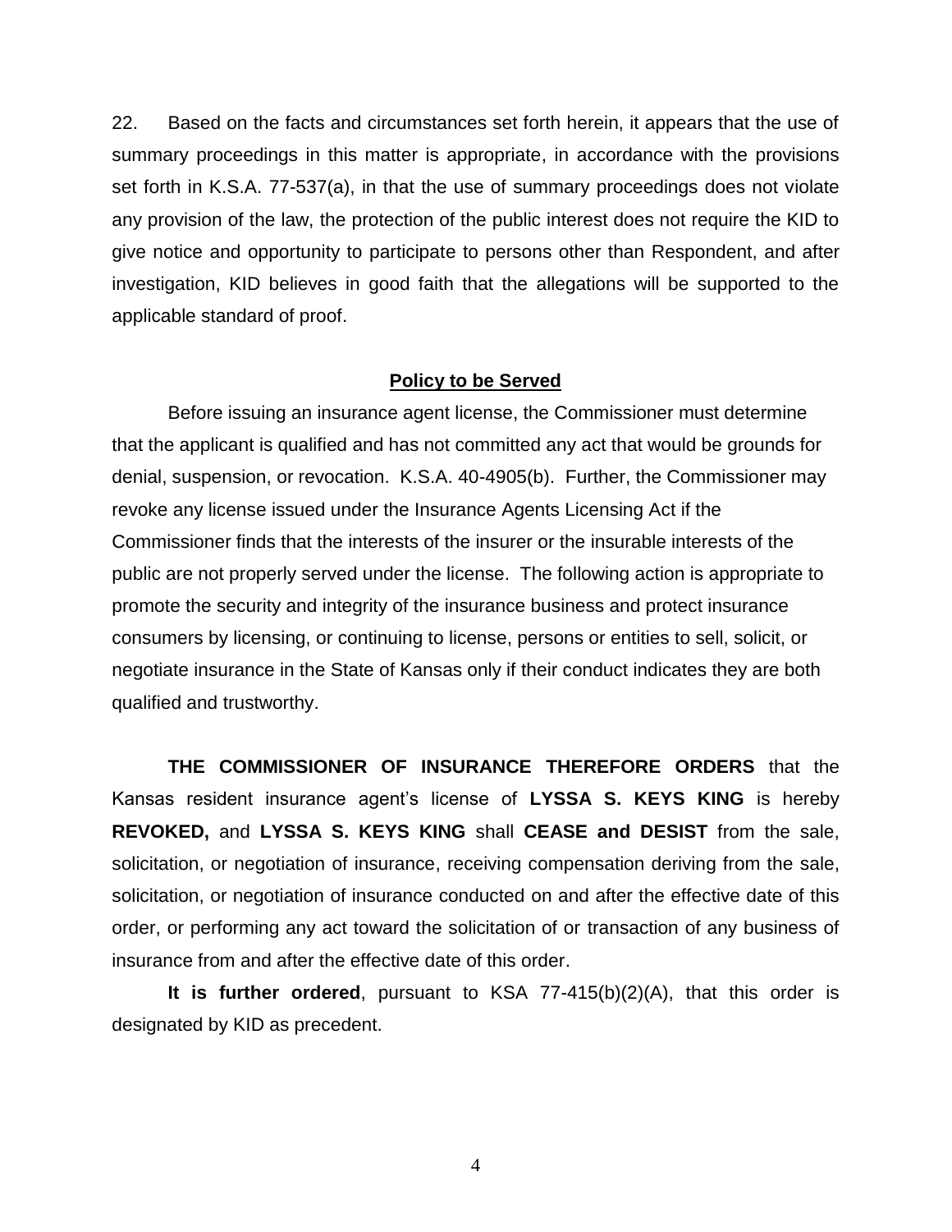22. Based on the facts and circumstances set forth herein, it appears that the use of summary proceedings in this matter is appropriate, in accordance with the provisions set forth in K.S.A. 77-537(a), in that the use of summary proceedings does not violate any provision of the law, the protection of the public interest does not require the KID to give notice and opportunity to participate to persons other than Respondent, and after investigation, KID believes in good faith that the allegations will be supported to the applicable standard of proof.

**Policy to be Served**

Before issuing an insurance agent license, the Commissioner must determine that the applicant is qualified and has not committed any act that would be grounds for denial, suspension, or revocation. K.S.A. 40-4905(b). Further, the Commissioner may revoke any license issued under the Insurance Agents Licensing Act if the Commissioner finds that the interests of the insurer or the insurable interests of the public are not properly served under the license. The following action is appropriate to promote the security and integrity of the insurance business and protect insurance consumers by licensing, or continuing to license, persons or entities to sell, solicit, or negotiate insurance in the State of Kansas only if their conduct indicates they are both qualified and trustworthy.

**THE COMMISSIONER OF INSURANCE THEREFORE ORDERS** that the Kansas resident insurance agent's license of **LYSSA S. KEYS KING** is hereby **REVOKED,** and **LYSSA S. KEYS KING** shall **CEASE and DESIST** from the sale, solicitation, or negotiation of insurance, receiving compensation deriving from the sale, solicitation, or negotiation of insurance conducted on and after the effective date of this order, or performing any act toward the solicitation of or transaction of any business of insurance from and after the effective date of this order.

**It is further ordered**, pursuant to KSA 77-415(b)(2)(A), that this order is designated by KID as precedent.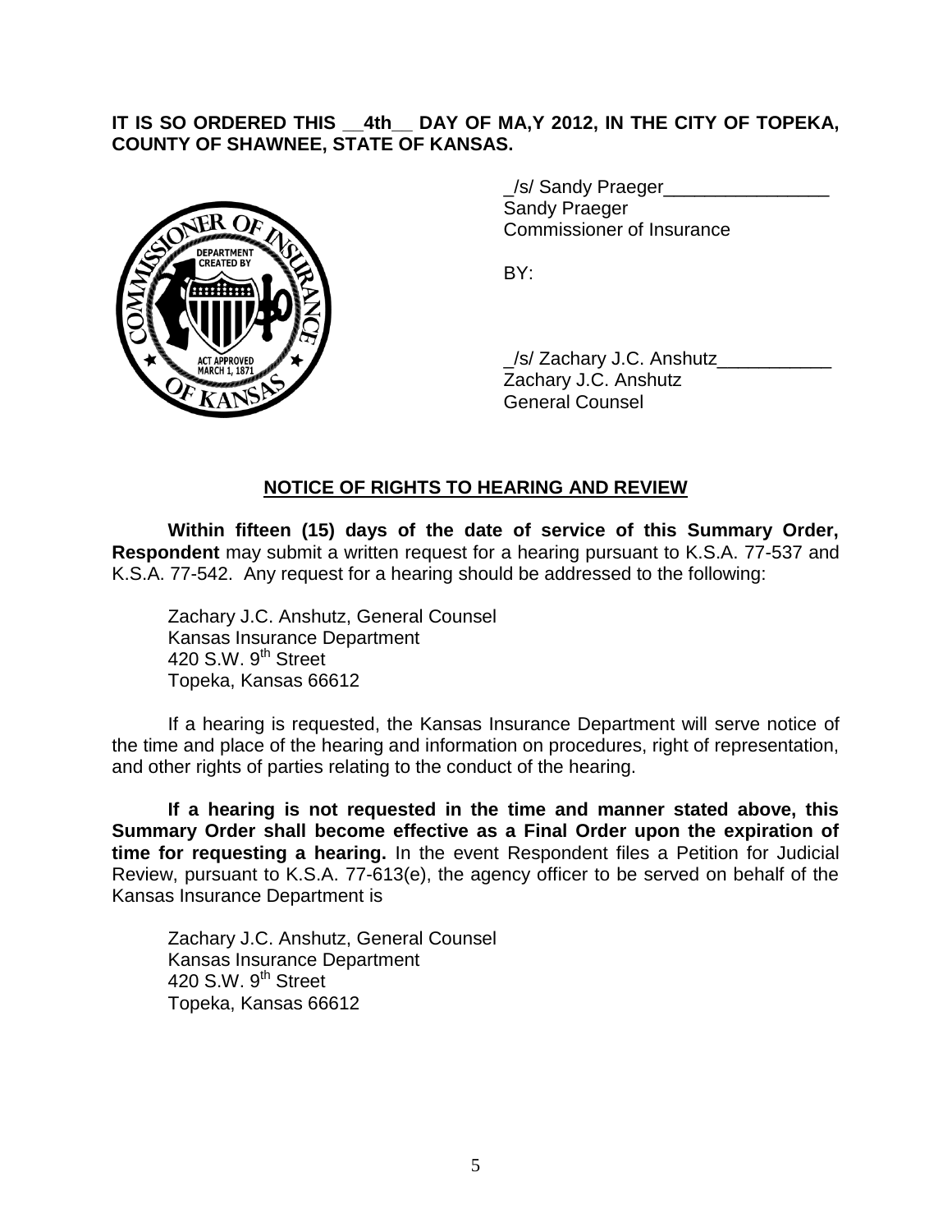**IT IS SO ORDERED THIS __4th__ DAY OF MA,Y 2012, IN THE CITY OF TOPEKA, COUNTY OF SHAWNEE, STATE OF KANSAS.**

_/s/ Sandy Praeger________________
Sandy Praeger
Commissioner of Insurance

BY:

_/s/ Zachary J.C. Anshutz___________
Zachary J.C. Anshutz
General Counsel

## NOTICE OF RIGHTS TO HEARING AND REVIEW

**Within fifteen (15) days of the date of service of this Summary Order, Respondent** may submit a written request for a hearing pursuant to K.S.A. 77-537 and K.S.A. 77-542. Any request for a hearing should be addressed to the following:

Zachary J.C. Anshutz, General Counsel
Kansas Insurance Department
420 S.W. 9th Street
Topeka, Kansas 66612

If a hearing is requested, the Kansas Insurance Department will serve notice of the time and place of the hearing and information on procedures, right of representation, and other rights of parties relating to the conduct of the hearing.

**If a hearing is not requested in the time and manner stated above, this Summary Order shall become effective as a Final Order upon the expiration of time for requesting a hearing.** In the event Respondent files a Petition for Judicial Review, pursuant to K.S.A. 77-613(e), the agency officer to be served on behalf of the Kansas Insurance Department is

Zachary J.C. Anshutz, General Counsel
Kansas Insurance Department
420 S.W. 9th Street
Topeka, Kansas 66612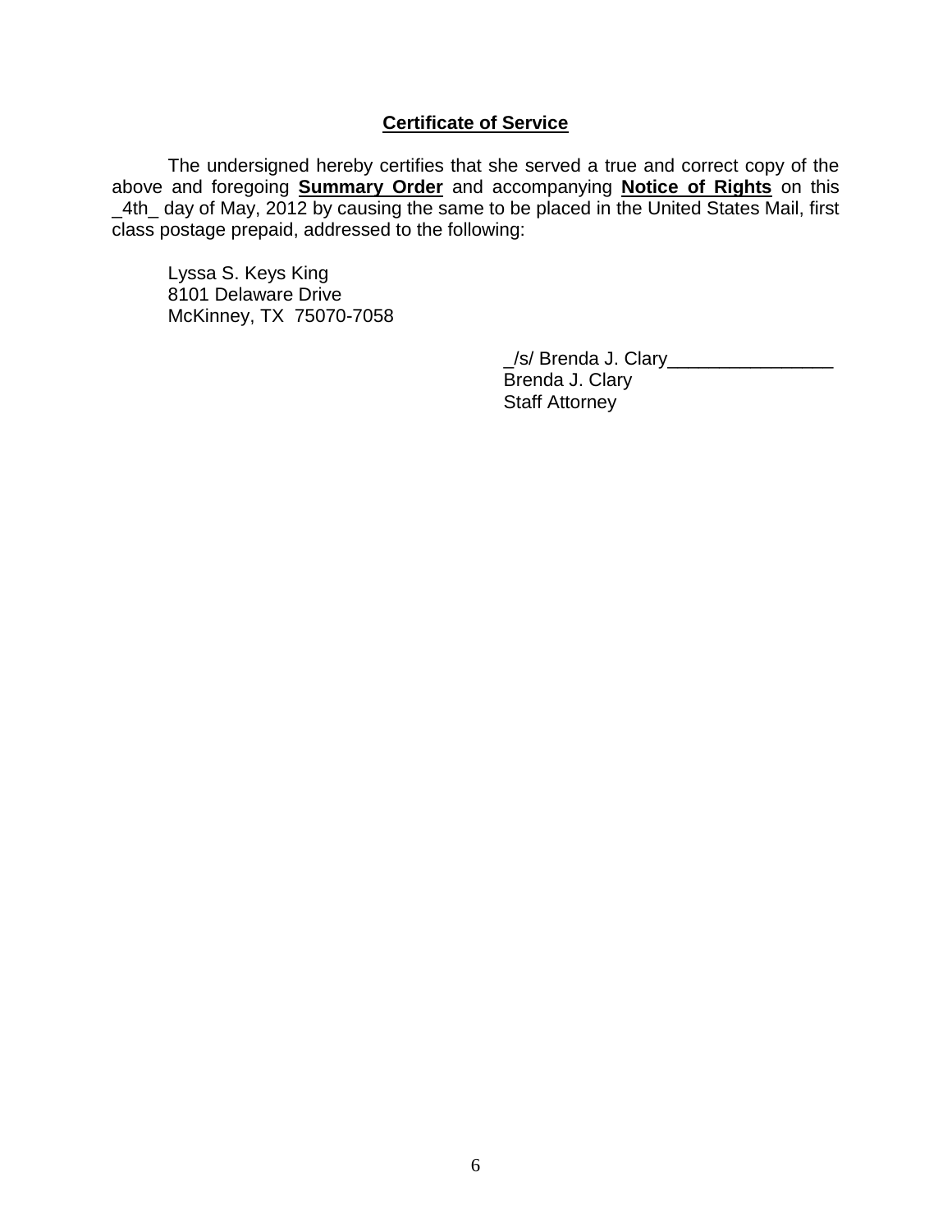**Certificate of Service**

The undersigned hereby certifies that she served a true and correct copy of the above and foregoing **Summary Order** and accompanying **Notice of Rights** on this _4th_ day of May, 2012 by causing the same to be placed in the United States Mail, first class postage prepaid, addressed to the following:

Lyssa S. Keys King
8101 Delaware Drive
McKinney, TX 75070-7058

_/s/ Brenda J. Clary________________
Brenda J. Clary
Staff Attorney